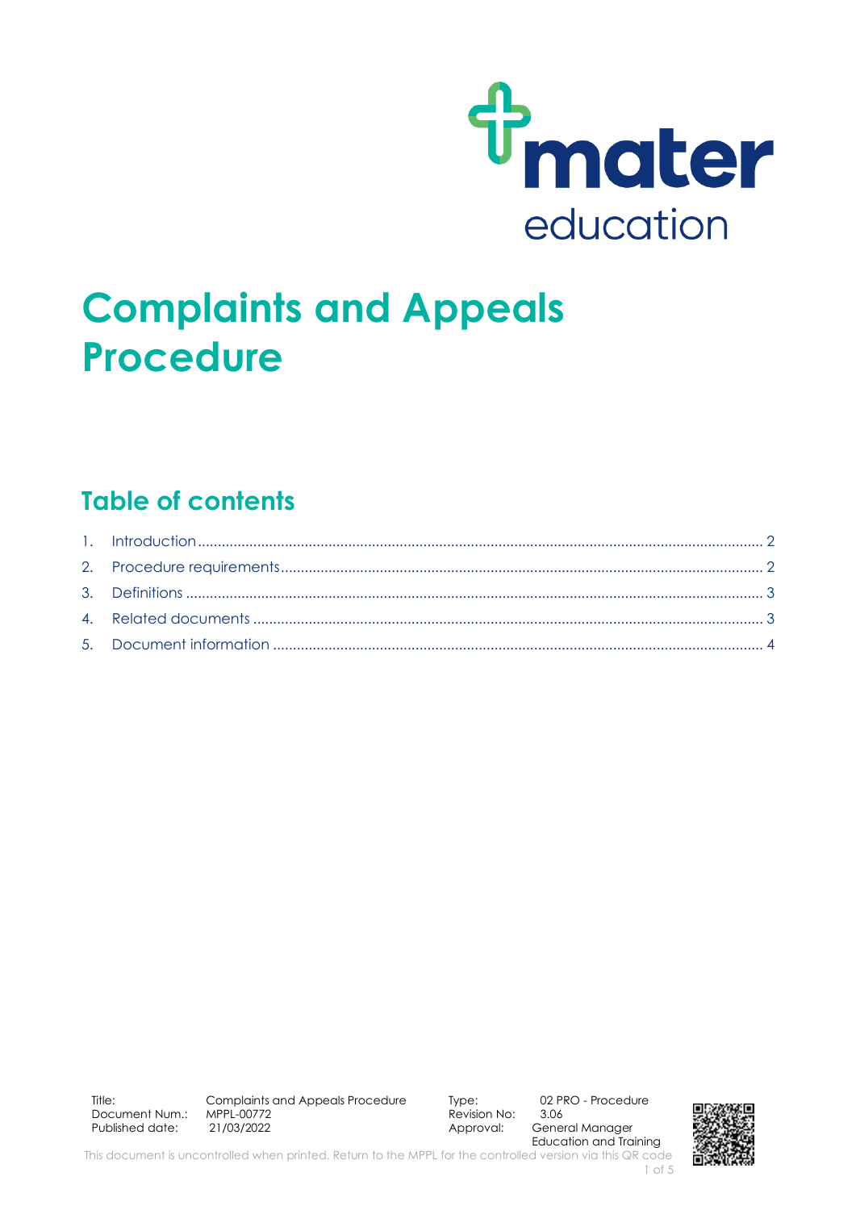# Complaints and Appeals Procedure

## Table of contents

1. Introduction .......... 2
2. Procedure requirements .......... 2
3. Definitions .......... 3
4. Related documents .......... 3
5. Document information .......... 4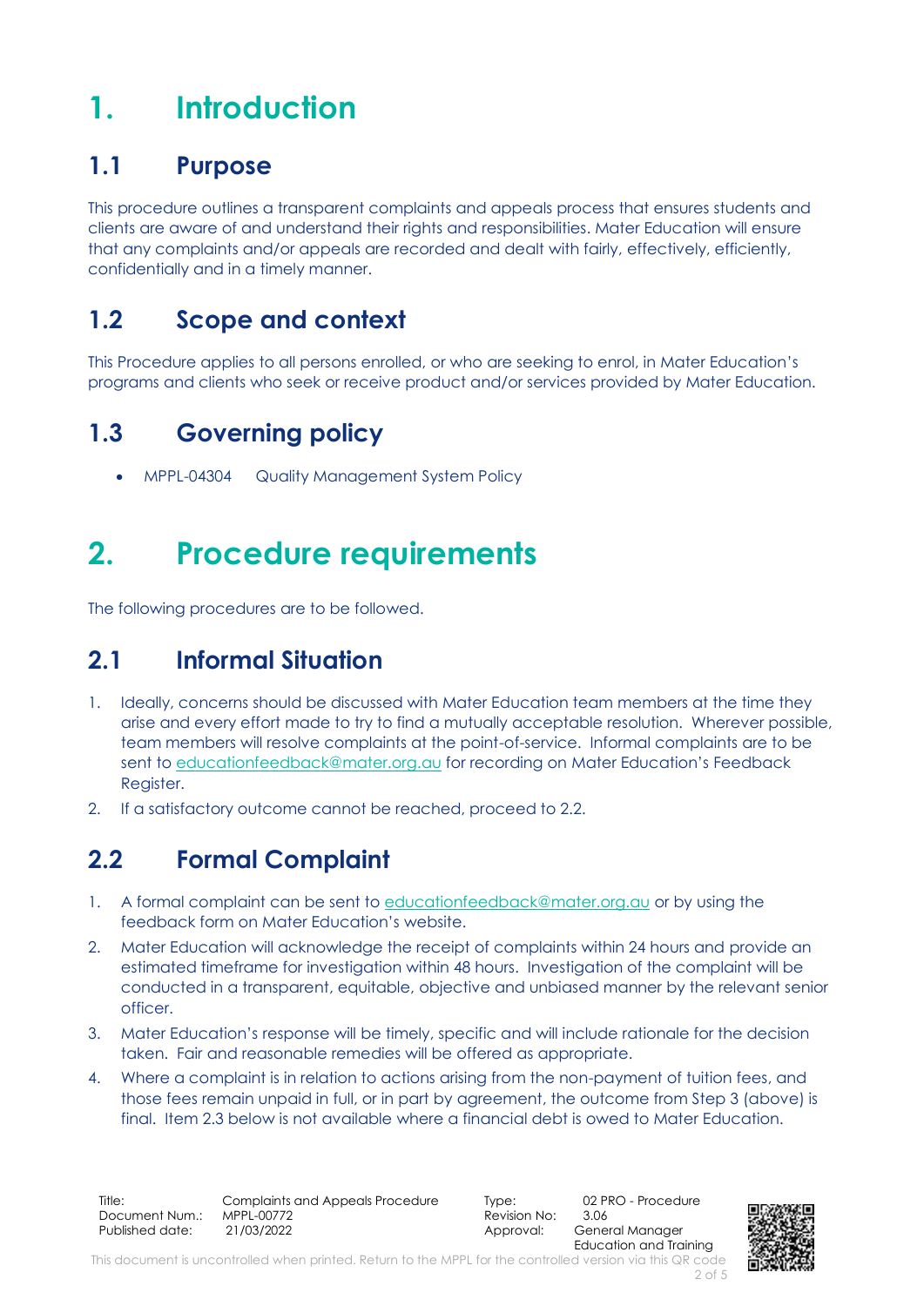# 1. Introduction

## 1.1 Purpose

This procedure outlines a transparent complaints and appeals process that ensures students and clients are aware of and understand their rights and responsibilities. Mater Education will ensure that any complaints and/or appeals are recorded and dealt with fairly, effectively, efficiently, confidentially and in a timely manner.

## 1.2 Scope and context

This Procedure applies to all persons enrolled, or who are seeking to enrol, in Mater Education's programs and clients who seek or receive product and/or services provided by Mater Education.

## 1.3 Governing policy

- MPPL-04304 Quality Management System Policy

# 2. Procedure requirements

The following procedures are to be followed.

## 2.1 Informal Situation

1. Ideally, concerns should be discussed with Mater Education team members at the time they arise and every effort made to try to find a mutually acceptable resolution. Wherever possible, team members will resolve complaints at the point-of-service. Informal complaints are to be sent to educationfeedback@mater.org.au for recording on Mater Education's Feedback Register.
2. If a satisfactory outcome cannot be reached, proceed to 2.2.

## 2.2 Formal Complaint

1. A formal complaint can be sent to educationfeedback@mater.org.au or by using the feedback form on Mater Education's website.
2. Mater Education will acknowledge the receipt of complaints within 24 hours and provide an estimated timeframe for investigation within 48 hours. Investigation of the complaint will be conducted in a transparent, equitable, objective and unbiased manner by the relevant senior officer.
3. Mater Education's response will be timely, specific and will include rationale for the decision taken. Fair and reasonable remedies will be offered as appropriate.
4. Where a complaint is in relation to actions arising from the non-payment of tuition fees, and those fees remain unpaid in full, or in part by agreement, the outcome from Step 3 (above) is final. Item 2.3 below is not available where a financial debt is owed to Mater Education.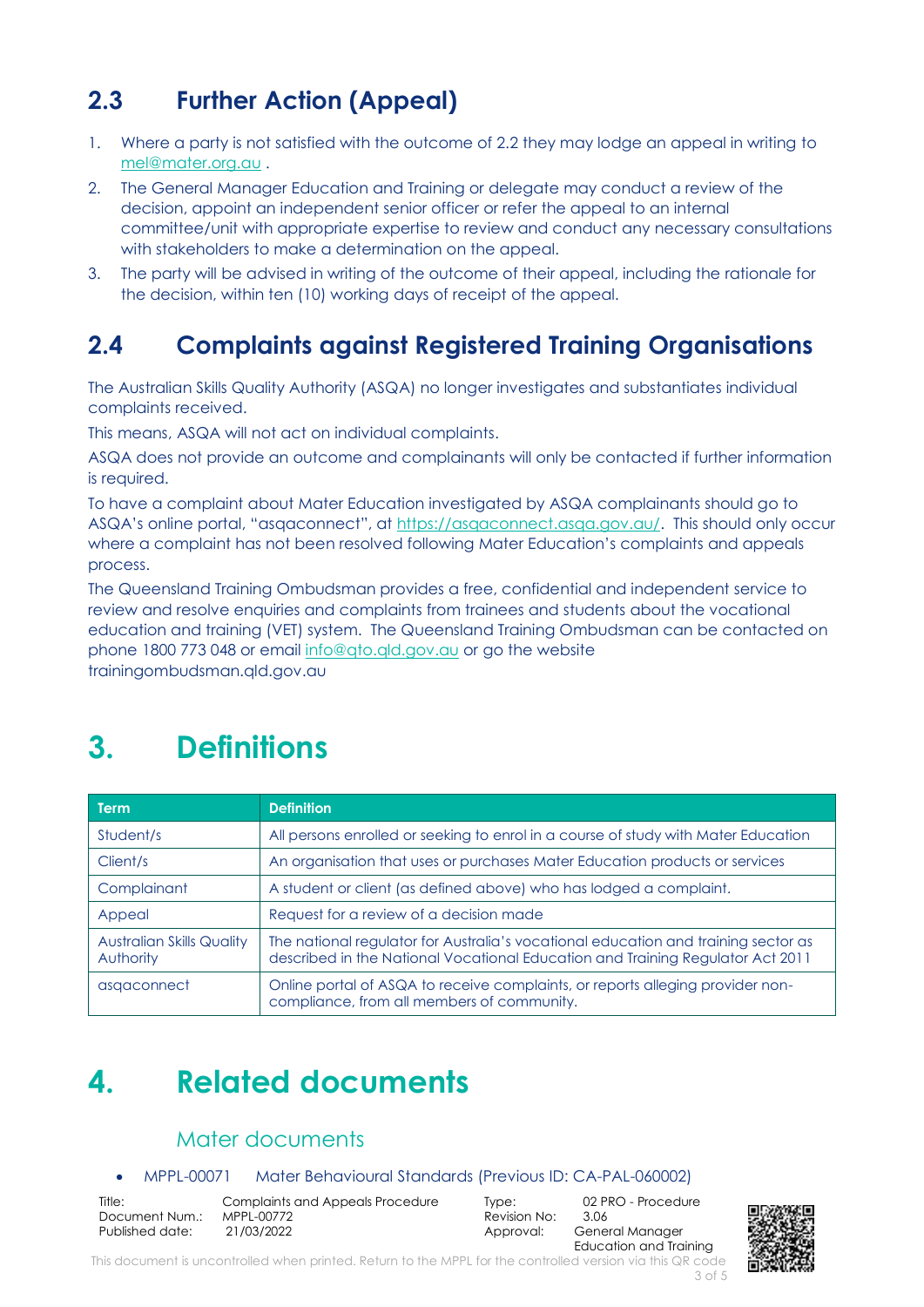## 2.3 Further Action (Appeal)

1. Where a party is not satisfied with the outcome of 2.2 they may lodge an appeal in writing to mel@mater.org.au .
2. The General Manager Education and Training or delegate may conduct a review of the decision, appoint an independent senior officer or refer the appeal to an internal committee/unit with appropriate expertise to review and conduct any necessary consultations with stakeholders to make a determination on the appeal.
3. The party will be advised in writing of the outcome of their appeal, including the rationale for the decision, within ten (10) working days of receipt of the appeal.

## 2.4 Complaints against Registered Training Organisations

The Australian Skills Quality Authority (ASQA) no longer investigates and substantiates individual complaints received.

This means, ASQA will not act on individual complaints.

ASQA does not provide an outcome and complainants will only be contacted if further information is required.

To have a complaint about Mater Education investigated by ASQA complainants should go to ASQA's online portal, "asqaconnect", at https://asqaconnect.asqa.gov.au/. This should only occur where a complaint has not been resolved following Mater Education's complaints and appeals process.

The Queensland Training Ombudsman provides a free, confidential and independent service to review and resolve enquiries and complaints from trainees and students about the vocational education and training (VET) system. The Queensland Training Ombudsman can be contacted on phone 1800 773 048 or email info@qto.qld.gov.au or go the website trainingombudsman.qld.gov.au

# 3. Definitions

| Term | Definition |
|---|---|
| Student/s | All persons enrolled or seeking to enrol in a course of study with Mater Education |
| Client/s | An organisation that uses or purchases Mater Education products or services |
| Complainant | A student or client (as defined above) who has lodged a complaint. |
| Appeal | Request for a review of a decision made |
| Australian Skills Quality Authority | The national regulator for Australia's vocational education and training sector as described in the National Vocational Education and Training Regulator Act 2011 |
| asqaconnect | Online portal of ASQA to receive complaints, or reports alleging provider non-compliance, from all members of community. |

# 4. Related documents

### Mater documents

- MPPL-00071 Mater Behavioural Standards (Previous ID: CA-PAL-060002)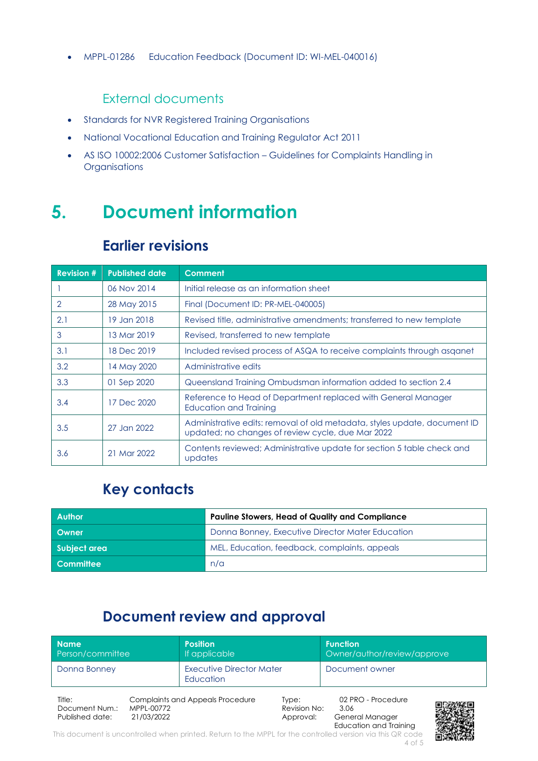- MPPL-01286 Education Feedback (Document ID: WI-MEL-040016)

### External documents

- Standards for NVR Registered Training Organisations
- National Vocational Education and Training Regulator Act 2011
- AS ISO 10002:2006 Customer Satisfaction – Guidelines for Complaints Handling in Organisations

# 5. Document information

## Earlier revisions

| Revision # | Published date | Comment |
|---|---|---|
| 1 | 06 Nov 2014 | Initial release as an information sheet |
| 2 | 28 May 2015 | Final (Document ID: PR-MEL-040005) |
| 2.1 | 19 Jan 2018 | Revised title, administrative amendments; transferred to new template |
| 3 | 13 Mar 2019 | Revised, transferred to new template |
| 3.1 | 18 Dec 2019 | Included revised process of ASQA to receive complaints through asqanet |
| 3.2 | 14 May 2020 | Administrative edits |
| 3.3 | 01 Sep 2020 | Queensland Training Ombudsman information added to section 2.4 |
| 3.4 | 17 Dec 2020 | Reference to Head of Department replaced with General Manager Education and Training |
| 3.5 | 27 Jan 2022 | Administrative edits: removal of old metadata, styles update, document ID updated; no changes of review cycle, due Mar 2022 |
| 3.6 | 21 Mar 2022 | Contents reviewed; Administrative update for section 5 table check and updates |

## Key contacts

| Author | **Pauline Stowers, Head of Quality and Compliance** |
|---|---|
| Owner | Donna Bonney, Executive Director Mater Education |
| Subject area | MEL, Education, feedback, complaints, appeals |
| Committee | n/a |

## Document review and approval

| Name<br>Person/committee | Position<br>If applicable | Function<br>Owner/author/review/approve |
|---|---|---|
| Donna Bonney | Executive Director Mater Education | Document owner |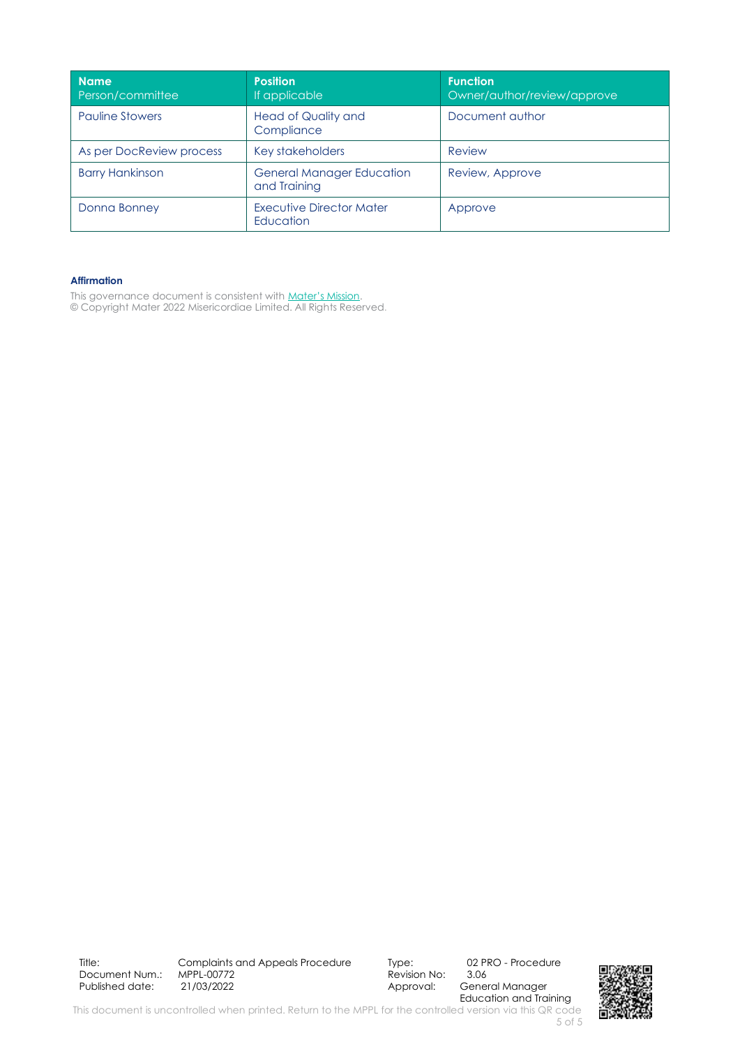| Name<br>Person/committee | Position<br>If applicable | Function<br>Owner/author/review/approve |
|---|---|---|
| Pauline Stowers | Head of Quality and Compliance | Document author |
| As per DocReview process | Key stakeholders | Review |
| Barry Hankinson | General Manager Education and Training | Review, Approve |
| Donna Bonney | Executive Director Mater Education | Approve |

**Affirmation**

This governance document is consistent with [Mater's Mission](Mater's Mission).
© Copyright Mater 2022 Misericordiae Limited. All Rights Reserved.